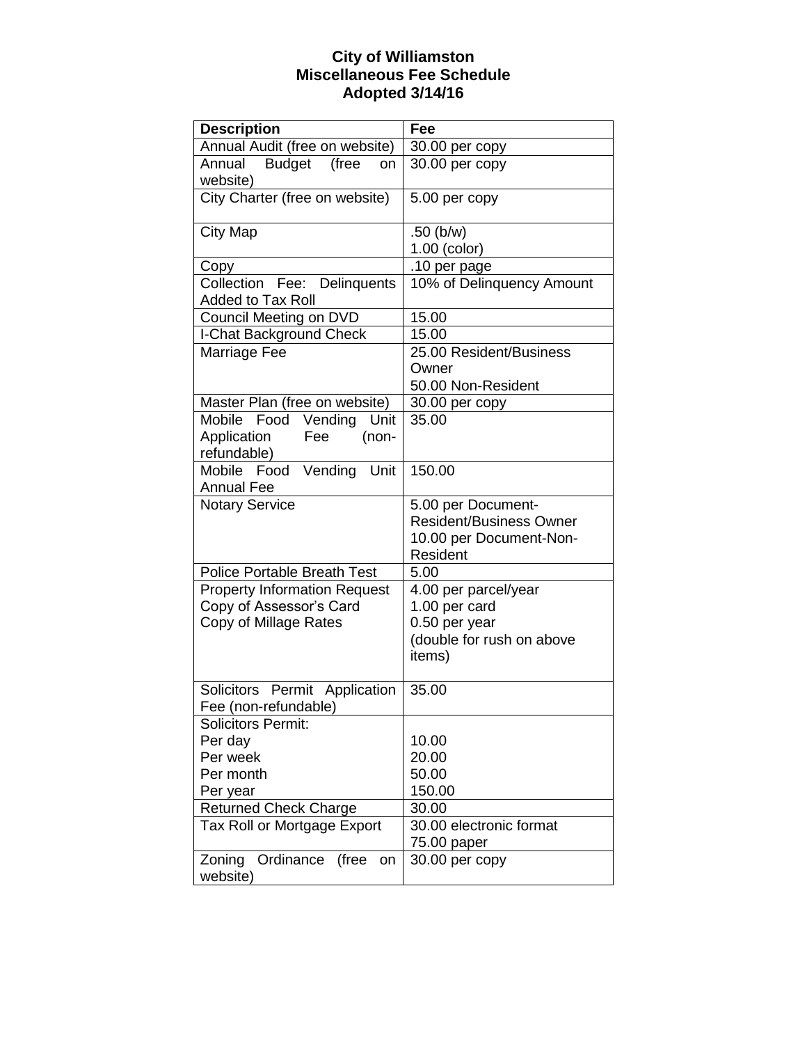# City of Williamston
## Miscellaneous Fee Schedule
### Adopted 3/14/16

| Description | Fee |
|---|---|
| Annual Audit (free on website) | 30.00 per copy |
| Annual Budget (free on website) | 30.00 per copy |
| City Charter (free on website) | 5.00 per copy |
| City Map | .50 (b/w)<br>1.00 (color) |
| Copy | .10 per page |
| Collection Fee: Delinquents Added to Tax Roll | 10% of Delinquency Amount |
| Council Meeting on DVD | 15.00 |
| I-Chat Background Check | 15.00 |
| Marriage Fee | 25.00 Resident/Business Owner<br>50.00 Non-Resident |
| Master Plan (free on website) | 30.00 per copy |
| Mobile Food Vending Unit Application Fee (non-refundable) | 35.00 |
| Mobile Food Vending Unit Annual Fee | 150.00 |
| Notary Service | 5.00 per Document-Resident/Business Owner<br>10.00 per Document-Non-Resident |
| Police Portable Breath Test | 5.00 |
| Property Information Request<br>Copy of Assessor's Card<br>Copy of Millage Rates | 4.00 per parcel/year<br>1.00 per card<br>0.50 per year<br>(double for rush on above items) |
| Solicitors Permit Application Fee (non-refundable) | 35.00 |
| Solicitors Permit:<br>Per day<br>Per week<br>Per month<br>Per year | <br>10.00<br>20.00<br>50.00<br>150.00 |
| Returned Check Charge | 30.00 |
| Tax Roll or Mortgage Export | 30.00 electronic format<br>75.00 paper |
| Zoning Ordinance (free on website) | 30.00 per copy |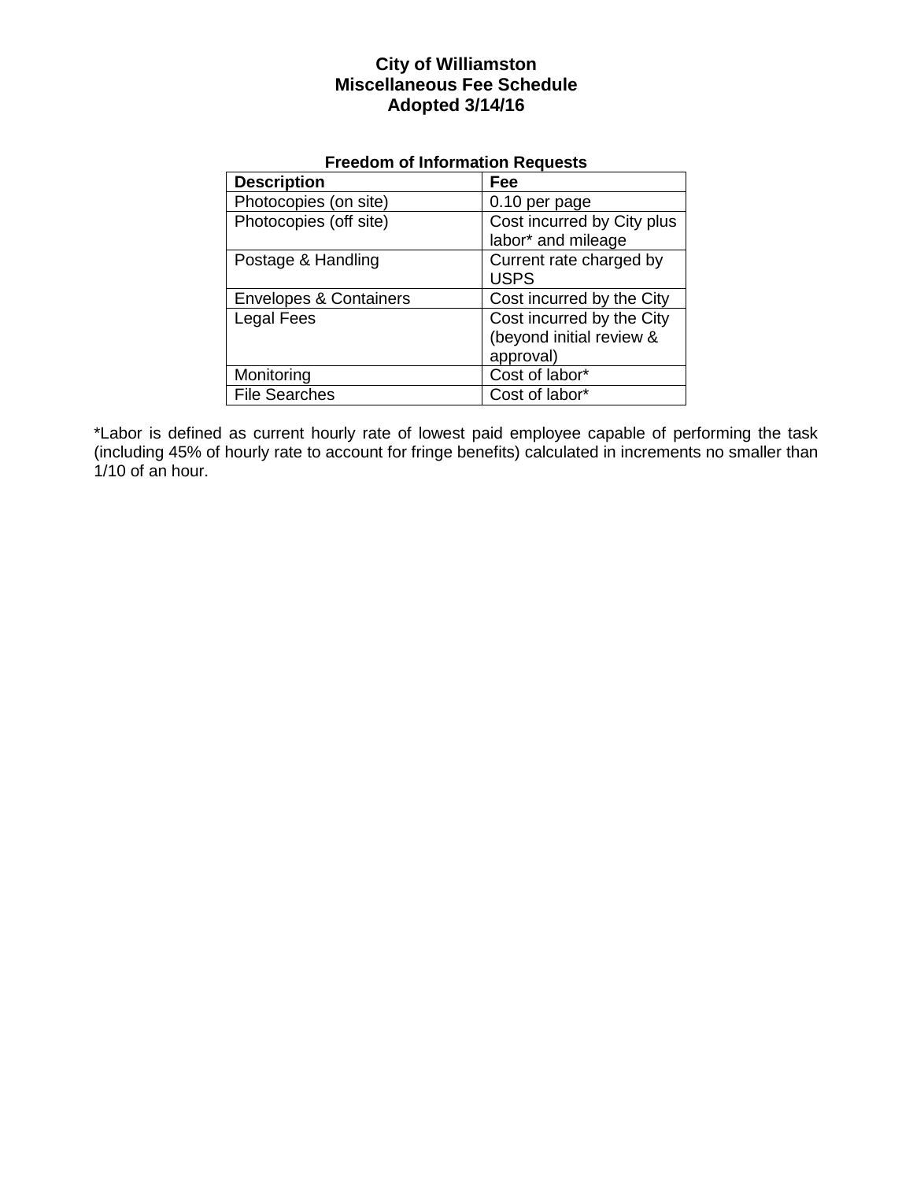# City of Williamston
# Miscellaneous Fee Schedule
# Adopted 3/14/16

**Freedom of Information Requests**

| Description | Fee |
|---|---|
| Photocopies (on site) | 0.10 per page |
| Photocopies (off site) | Cost incurred by City plus labor* and mileage |
| Postage & Handling | Current rate charged by USPS |
| Envelopes & Containers | Cost incurred by the City |
| Legal Fees | Cost incurred by the City (beyond initial review & approval) |
| Monitoring | Cost of labor* |
| File Searches | Cost of labor* |

*Labor is defined as current hourly rate of lowest paid employee capable of performing the task (including 45% of hourly rate to account for fringe benefits) calculated in increments no smaller than 1/10 of an hour.